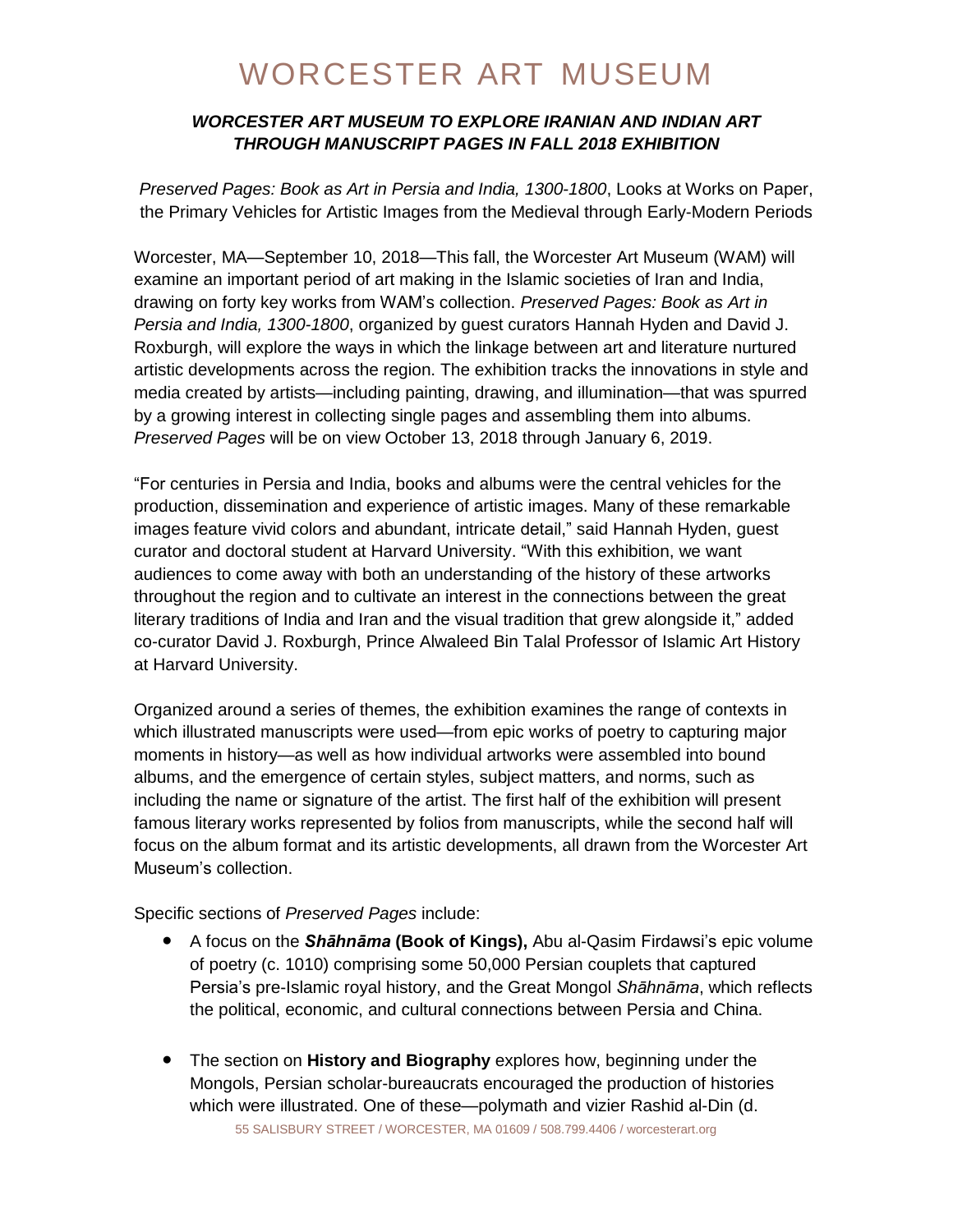# WORCESTER ART MUSEUM

## *WORCESTER ART MUSEUM TO EXPLORE IRANIAN AND INDIAN ART THROUGH MANUSCRIPT PAGES IN FALL 2018 EXHIBITION*

*Preserved Pages: Book as Art in Persia and India, 1300-1800*, Looks at Works on Paper, the Primary Vehicles for Artistic Images from the Medieval through Early-Modern Periods

Worcester, MA—September 10, 2018—This fall, the Worcester Art Museum (WAM) will examine an important period of art making in the Islamic societies of Iran and India, drawing on forty key works from WAM's collection. *Preserved Pages: Book as Art in Persia and India, 1300-1800*, organized by guest curators Hannah Hyden and David J. Roxburgh, will explore the ways in which the linkage between art and literature nurtured artistic developments across the region. The exhibition tracks the innovations in style and media created by artists—including painting, drawing, and illumination—that was spurred by a growing interest in collecting single pages and assembling them into albums. *Preserved Pages* will be on view October 13, 2018 through January 6, 2019.

"For centuries in Persia and India, books and albums were the central vehicles for the production, dissemination and experience of artistic images. Many of these remarkable images feature vivid colors and abundant, intricate detail," said Hannah Hyden, guest curator and doctoral student at Harvard University. "With this exhibition, we want audiences to come away with both an understanding of the history of these artworks throughout the region and to cultivate an interest in the connections between the great literary traditions of India and Iran and the visual tradition that grew alongside it," added co-curator David J. Roxburgh, Prince Alwaleed Bin Talal Professor of Islamic Art History at Harvard University.

Organized around a series of themes, the exhibition examines the range of contexts in which illustrated manuscripts were used—from epic works of poetry to capturing major moments in history—as well as how individual artworks were assembled into bound albums, and the emergence of certain styles, subject matters, and norms, such as including the name or signature of the artist. The first half of the exhibition will present famous literary works represented by folios from manuscripts, while the second half will focus on the album format and its artistic developments, all drawn from the Worcester Art Museum's collection.

Specific sections of *Preserved Pages* include:

- A focus on the ***Shāhnāma* (Book of Kings),** Abu al-Qasim Firdawsi's epic volume of poetry (c. 1010) comprising some 50,000 Persian couplets that captured Persia's pre-Islamic royal history, and the Great Mongol *Shāhnāma*, which reflects the political, economic, and cultural connections between Persia and China.

- The section on **History and Biography** explores how, beginning under the Mongols, Persian scholar-bureaucrats encouraged the production of histories which were illustrated. One of these—polymath and vizier Rashid al-Din (d.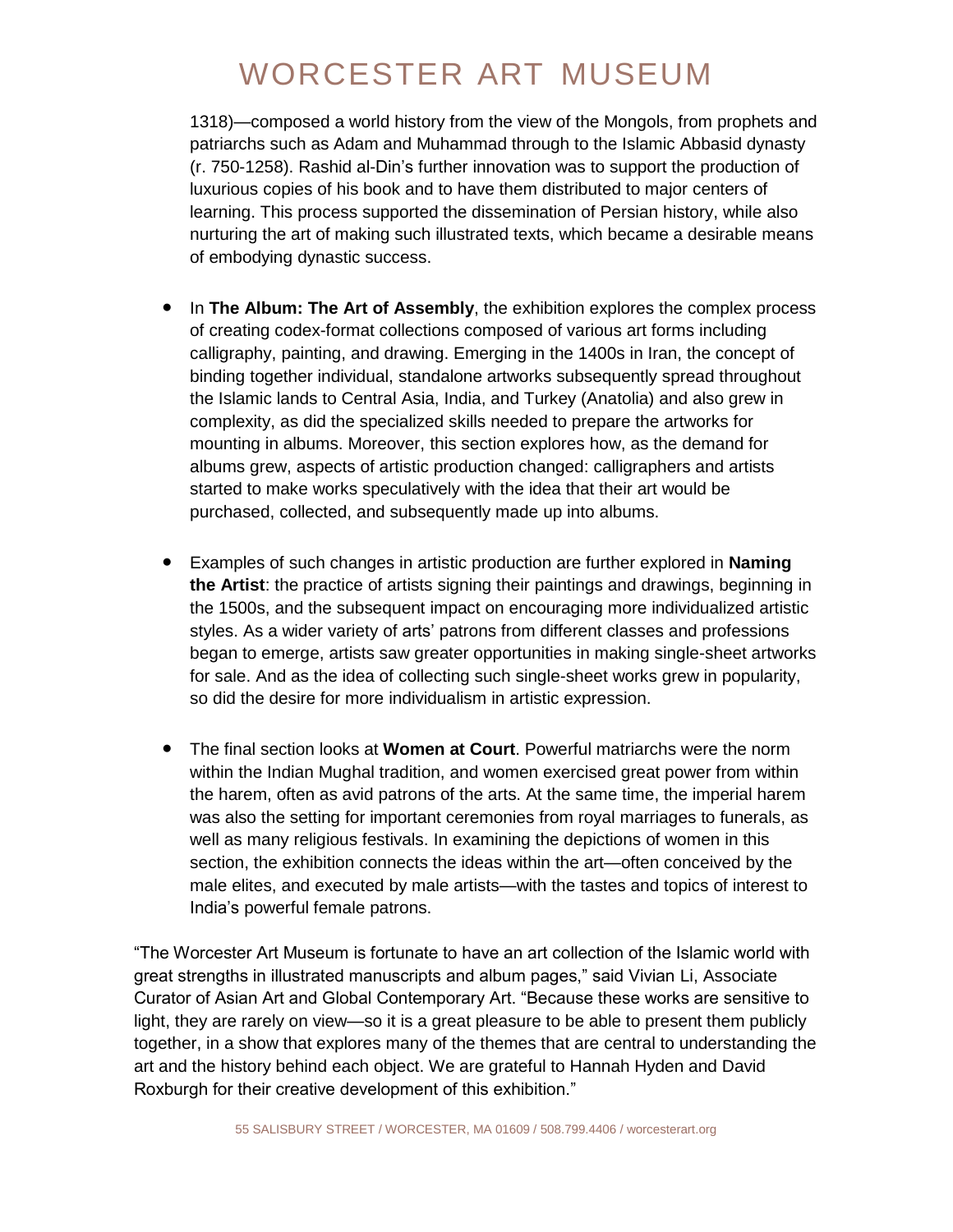1318)—composed a world history from the view of the Mongols, from prophets and patriarchs such as Adam and Muhammad through to the Islamic Abbasid dynasty (r. 750-1258). Rashid al-Din's further innovation was to support the production of luxurious copies of his book and to have them distributed to major centers of learning. This process supported the dissemination of Persian history, while also nurturing the art of making such illustrated texts, which became a desirable means of embodying dynastic success.

- In **The Album: The Art of Assembly**, the exhibition explores the complex process of creating codex-format collections composed of various art forms including calligraphy, painting, and drawing. Emerging in the 1400s in Iran, the concept of binding together individual, standalone artworks subsequently spread throughout the Islamic lands to Central Asia, India, and Turkey (Anatolia) and also grew in complexity, as did the specialized skills needed to prepare the artworks for mounting in albums. Moreover, this section explores how, as the demand for albums grew, aspects of artistic production changed: calligraphers and artists started to make works speculatively with the idea that their art would be purchased, collected, and subsequently made up into albums.

- Examples of such changes in artistic production are further explored in **Naming the Artist**: the practice of artists signing their paintings and drawings, beginning in the 1500s, and the subsequent impact on encouraging more individualized artistic styles. As a wider variety of arts' patrons from different classes and professions began to emerge, artists saw greater opportunities in making single-sheet artworks for sale. And as the idea of collecting such single-sheet works grew in popularity, so did the desire for more individualism in artistic expression.

- The final section looks at **Women at Court**. Powerful matriarchs were the norm within the Indian Mughal tradition, and women exercised great power from within the harem, often as avid patrons of the arts. At the same time, the imperial harem was also the setting for important ceremonies from royal marriages to funerals, as well as many religious festivals. In examining the depictions of women in this section, the exhibition connects the ideas within the art—often conceived by the male elites, and executed by male artists—with the tastes and topics of interest to India's powerful female patrons.

"The Worcester Art Museum is fortunate to have an art collection of the Islamic world with great strengths in illustrated manuscripts and album pages," said Vivian Li, Associate Curator of Asian Art and Global Contemporary Art. "Because these works are sensitive to light, they are rarely on view—so it is a great pleasure to be able to present them publicly together, in a show that explores many of the themes that are central to understanding the art and the history behind each object. We are grateful to Hannah Hyden and David Roxburgh for their creative development of this exhibition."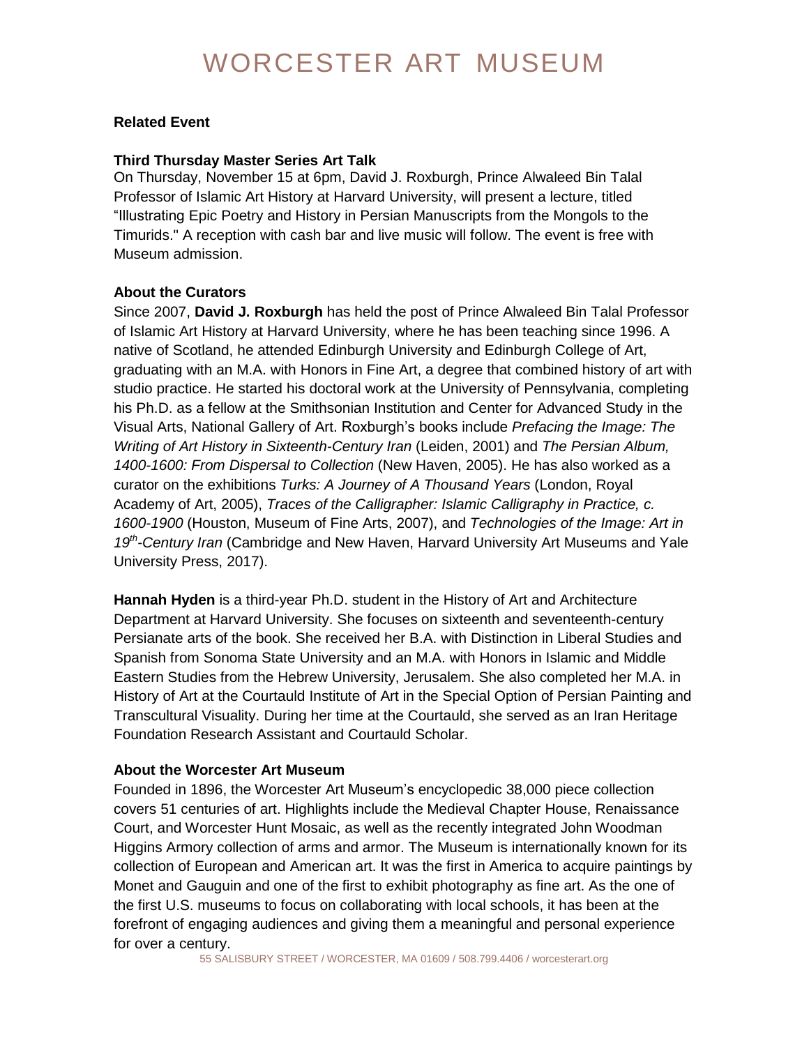**Related Event**

**Third Thursday Master Series Art Talk**

On Thursday, November 15 at 6pm, David J. Roxburgh, Prince Alwaleed Bin Talal Professor of Islamic Art History at Harvard University, will present a lecture, titled "Illustrating Epic Poetry and History in Persian Manuscripts from the Mongols to the Timurids." A reception with cash bar and live music will follow. The event is free with Museum admission.

**About the Curators**

Since 2007, **David J. Roxburgh** has held the post of Prince Alwaleed Bin Talal Professor of Islamic Art History at Harvard University, where he has been teaching since 1996. A native of Scotland, he attended Edinburgh University and Edinburgh College of Art, graduating with an M.A. with Honors in Fine Art, a degree that combined history of art with studio practice. He started his doctoral work at the University of Pennsylvania, completing his Ph.D. as a fellow at the Smithsonian Institution and Center for Advanced Study in the Visual Arts, National Gallery of Art. Roxburgh's books include *Prefacing the Image: The Writing of Art History in Sixteenth-Century Iran* (Leiden, 2001) and *The Persian Album, 1400-1600: From Dispersal to Collection* (New Haven, 2005). He has also worked as a curator on the exhibitions *Turks: A Journey of A Thousand Years* (London, Royal Academy of Art, 2005), *Traces of the Calligrapher: Islamic Calligraphy in Practice, c. 1600-1900* (Houston, Museum of Fine Arts, 2007), and *Technologies of the Image: Art in 19th-Century Iran* (Cambridge and New Haven, Harvard University Art Museums and Yale University Press, 2017).

**Hannah Hyden** is a third-year Ph.D. student in the History of Art and Architecture Department at Harvard University. She focuses on sixteenth and seventeenth-century Persianate arts of the book. She received her B.A. with Distinction in Liberal Studies and Spanish from Sonoma State University and an M.A. with Honors in Islamic and Middle Eastern Studies from the Hebrew University, Jerusalem. She also completed her M.A. in History of Art at the Courtauld Institute of Art in the Special Option of Persian Painting and Transcultural Visuality. During her time at the Courtauld, she served as an Iran Heritage Foundation Research Assistant and Courtauld Scholar.

**About the Worcester Art Museum**

Founded in 1896, the Worcester Art Museum's encyclopedic 38,000 piece collection covers 51 centuries of art. Highlights include the Medieval Chapter House, Renaissance Court, and Worcester Hunt Mosaic, as well as the recently integrated John Woodman Higgins Armory collection of arms and armor. The Museum is internationally known for its collection of European and American art. It was the first in America to acquire paintings by Monet and Gauguin and one of the first to exhibit photography as fine art. As the one of the first U.S. museums to focus on collaborating with local schools, it has been at the forefront of engaging audiences and giving them a meaningful and personal experience for over a century.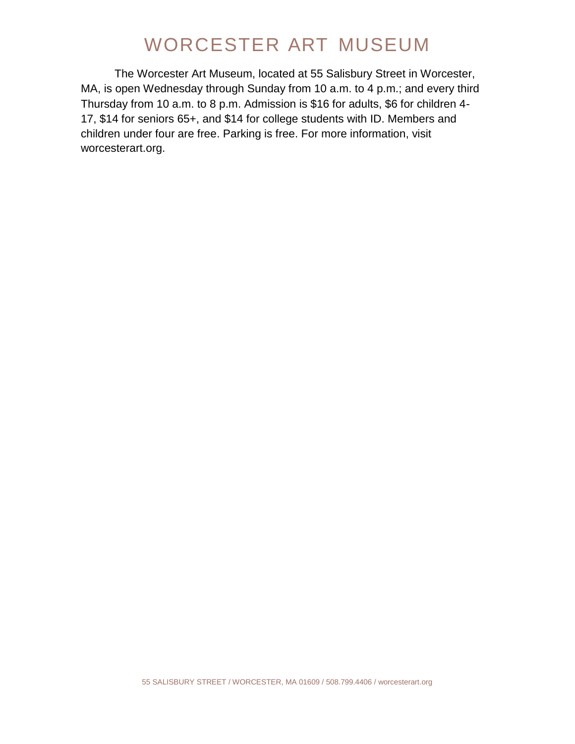# WORCESTER ART MUSEUM

The Worcester Art Museum, located at 55 Salisbury Street in Worcester, MA, is open Wednesday through Sunday from 10 a.m. to 4 p.m.; and every third Thursday from 10 a.m. to 8 p.m. Admission is $16 for adults, $6 for children 4-17, $14 for seniors 65+, and $14 for college students with ID. Members and children under four are free. Parking is free. For more information, visit worcesterart.org.